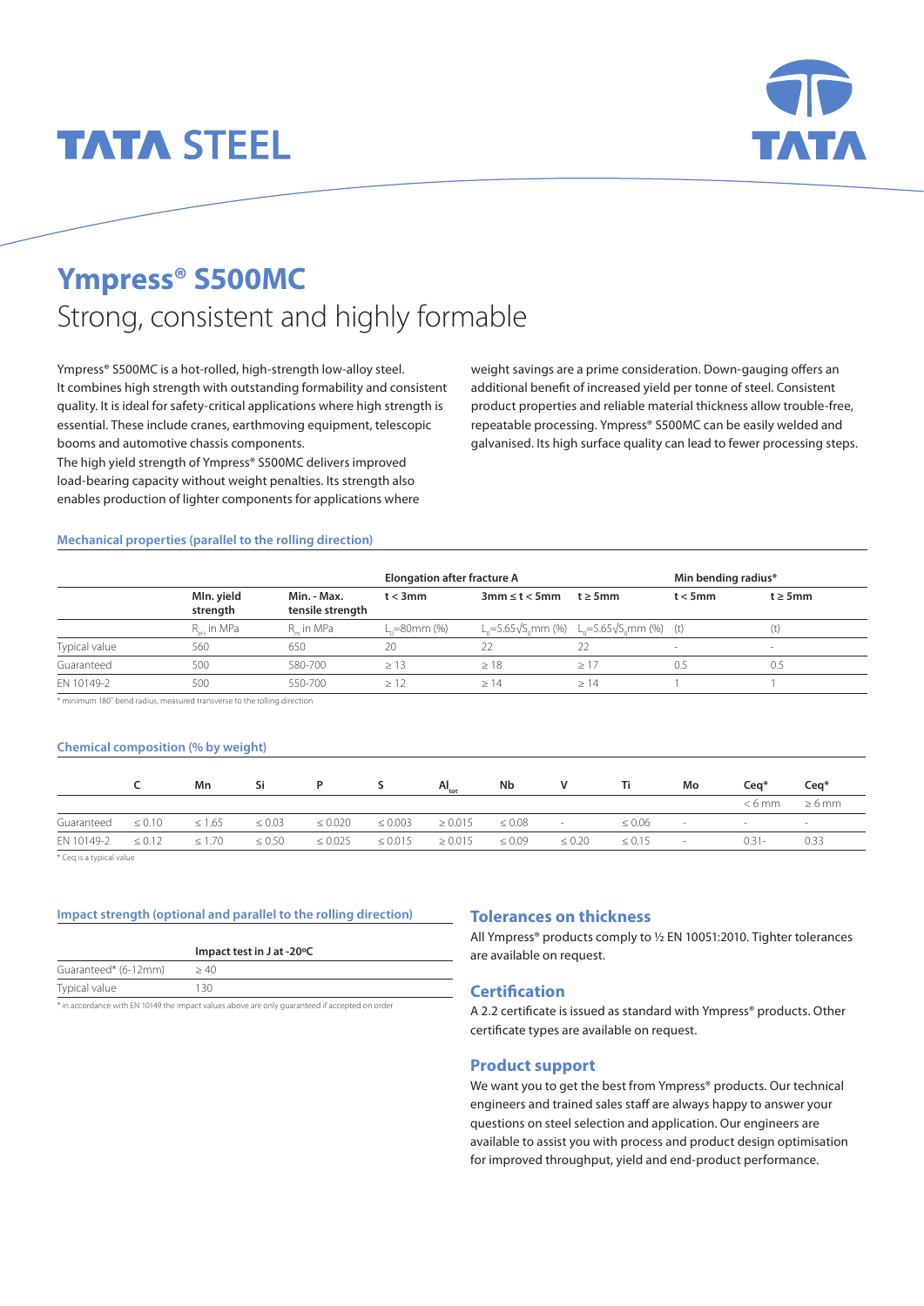TATA STEEL

# Ympress® S500MC

## Strong, consistent and highly formable

Ympress® S500MC is a hot-rolled, high-strength low-alloy steel. It combines high strength with outstanding formability and consistent quality. It is ideal for safety-critical applications where high strength is essential. These include cranes, earthmoving equipment, telescopic booms and automotive chassis components.
The high yield strength of Ympress® S500MC delivers improved load-bearing capacity without weight penalties. Its strength also enables production of lighter components for applications where weight savings are a prime consideration. Down-gauging offers an additional benefit of increased yield per tonne of steel. Consistent product properties and reliable material thickness allow trouble-free, repeatable processing. Ympress® S500MC can be easily welded and galvanised. Its high surface quality can lead to fewer processing steps.

### Mechanical properties (parallel to the rolling direction)

| | | | Elongation after fracture A | | | Min bending radius* | |
|---|---|---|---|---|---|---|---|
| | Min. yield strength | Min. - Max. tensile strength | t < 3mm | 3mm ≤ t < 5mm | t ≥ 5mm | t < 5mm | t ≥ 5mm |
| | $R_{eH}$ in MPa | $R_m$ in MPa | $L_0$=80mm (%) | $L_0=5.65\sqrt{S_0}$mm (%) | $L_0=5.65\sqrt{S_0}$mm (%) | (t) | (t) |
| Typical value | 560 | 650 | 20 | 22 | 22 | - | - |
| Guaranteed | 500 | 580-700 | ≥ 13 | ≥ 18 | ≥ 17 | 0.5 | 0.5 |
| EN 10149-2 | 500 | 550-700 | ≥ 12 | ≥ 14 | ≥ 14 | 1 | 1 |

* minimum 180° bend radius, measured transverse to the rolling direction

### Chemical composition (% by weight)

| | C | Mn | Si | P | S | $Al_{tot}$ | Nb | V | Ti | Mo | Ceq* | Ceq* |
|---|---|---|---|---|---|---|---|---|---|---|---|---|
| | | | | | | | | | | | < 6 mm | ≥ 6 mm |
| Guaranteed | ≤ 0.10 | ≤ 1.65 | ≤ 0.03 | ≤ 0.020 | ≤ 0.003 | ≥ 0.015 | ≤ 0.08 | - | ≤ 0.06 | - | - | - |
| EN 10149-2 | ≤ 0.12 | ≤ 1.70 | ≤ 0.50 | ≤ 0.025 | ≤ 0.015 | ≥ 0.015 | ≤ 0.09 | ≤ 0.20 | ≤ 0.15 | - | 0.31- | 0.33 |

* Ceq is a typical value

### Impact strength (optional and parallel to the rolling direction)

| | Impact test in J at -20ºC |
|---|---|
| Guaranteed* (6-12mm) | ≥ 40 |
| Typical value | 130 |

* in accordance with EN 10149 the impact values above are only guaranteed if accepted on order

## Tolerances on thickness

All Ympress® products comply to ½ EN 10051:2010. Tighter tolerances are available on request.

## Certification

A 2.2 certificate is issued as standard with Ympress® products. Other certificate types are available on request.

## Product support

We want you to get the best from Ympress® products. Our technical engineers and trained sales staff are always happy to answer your questions on steel selection and application. Our engineers are available to assist you with process and product design optimisation for improved throughput, yield and end-product performance.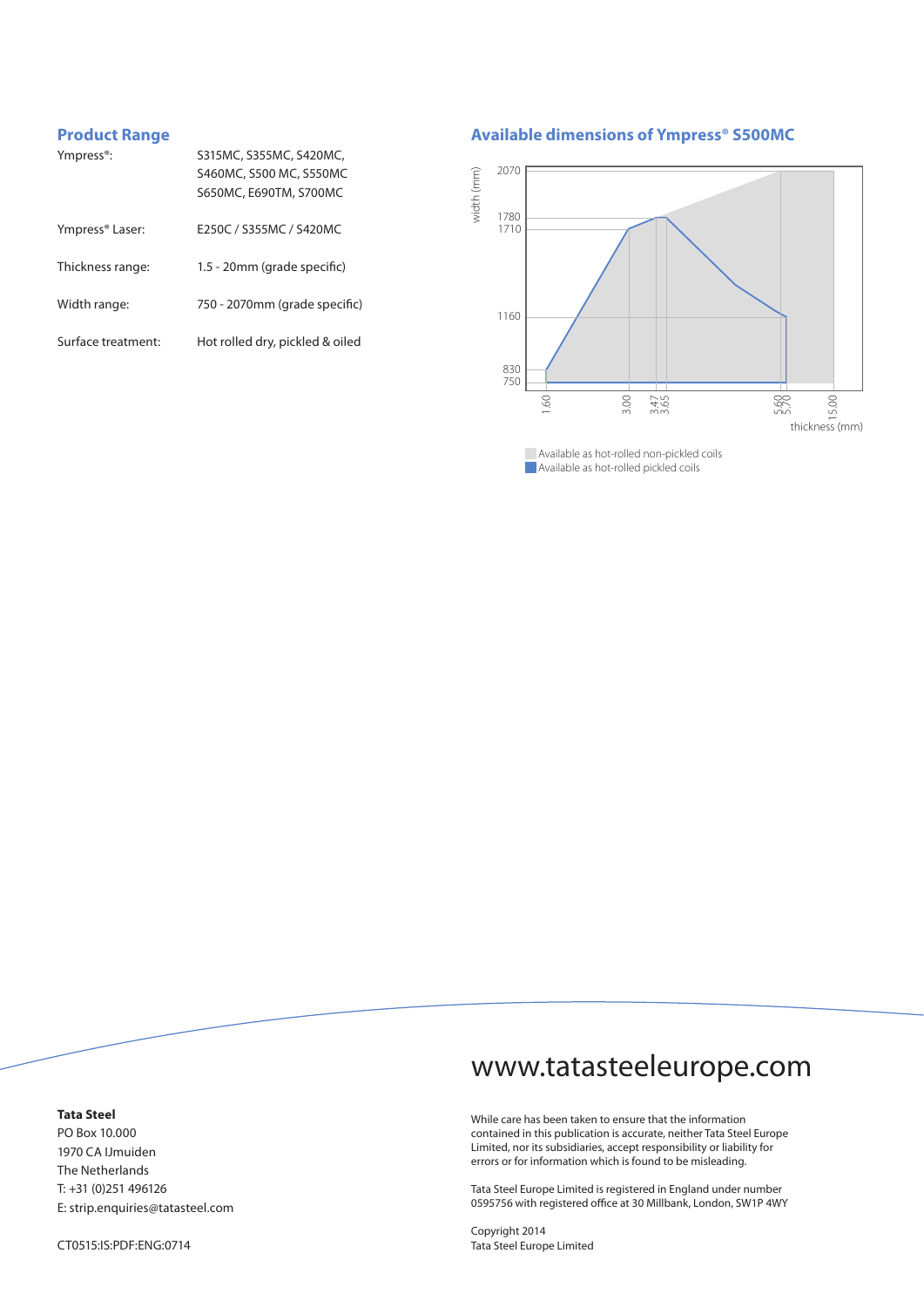## Product Range

| | |
|---|---|
| Ympress®: | S315MC, S355MC, S420MC, S460MC, S500 MC, S550MC S650MC, E690TM, S700MC |
| Ympress® Laser: | E250C / S355MC / S420MC |
| Thickness range: | 1.5 - 20mm (grade specific) |
| Width range: | 750 - 2070mm (grade specific) |
| Surface treatment: | Hot rolled dry, pickled & oiled |

## Available dimensions of Ympress® S500MC

width (mm)

2070
1780
1710
1160
830
750

1.60
3.00
3.47
3.65
5.60
5.70
15.00

thickness (mm)

Available as hot-rolled non-pickled coils
Available as hot-rolled pickled coils

www.tatasteeleurope.com

**Tata Steel**
PO Box 10.000
1970 CA IJmuiden
The Netherlands
T: +31 (0)251 496126
E: strip.enquiries@tatasteel.com

While care has been taken to ensure that the information contained in this publication is accurate, neither Tata Steel Europe Limited, nor its subsidiaries, accept responsibility or liability for errors or for information which is found to be misleading.

Tata Steel Europe Limited is registered in England under number 0595756 with registered office at 30 Millbank, London, SW1P 4WY

Copyright 2014
Tata Steel Europe Limited

CT0515:IS:PDF:ENG:0714